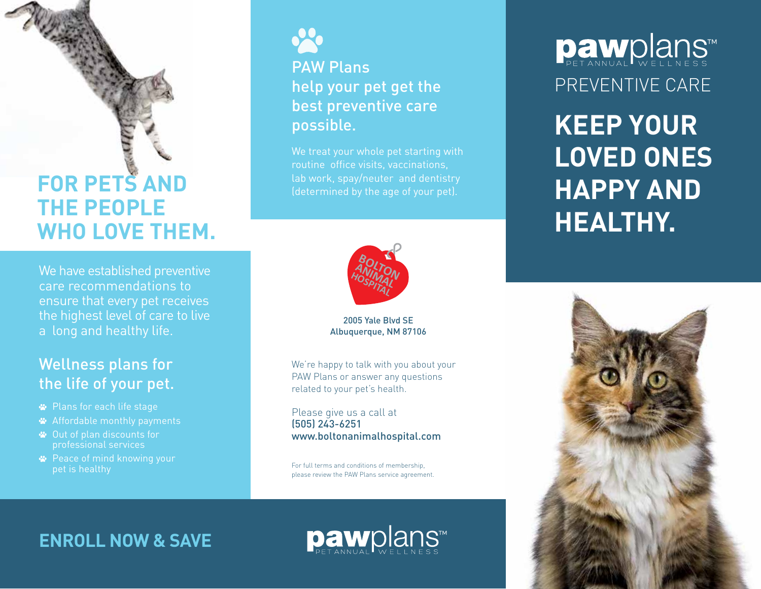# pawplans™

PET ANNUAL WELLNESS

PREVENTIVE CARE

# KEEP YOUR LOVED ONES HAPPY AND HEALTHY.

## FOR PETS AND THE PEOPLE WHO LOVE THEM.

We have established preventive care recommendations to ensure that every pet receives the highest level of care to live a long and healthy life.

### Wellness plans for the life of your pet.

- Plans for each life stage
- Affordable monthly payments
- Out of plan discounts for professional services
- Peace of mind knowing your pet is healthy

## ENROLL NOW & SAVE

### PAW Plans help your pet get the best preventive care possible.

We treat your whole pet starting with routine office visits, vaccinations, lab work, spay/neuter and dentistry (determined by the age of your pet).

BOLTON ANIMAL HOSPITAL

2005 Yale Blvd SE
Albuquerque, NM 87106

We're happy to talk with you about your PAW Plans or answer any questions related to your pet's health.

Please give us a call at
(505) 243-6251
www.boltonanimalhospital.com

For full terms and conditions of membership, please review the PAW Plans service agreement.

pawplans™

PET ANNUAL WELLNESS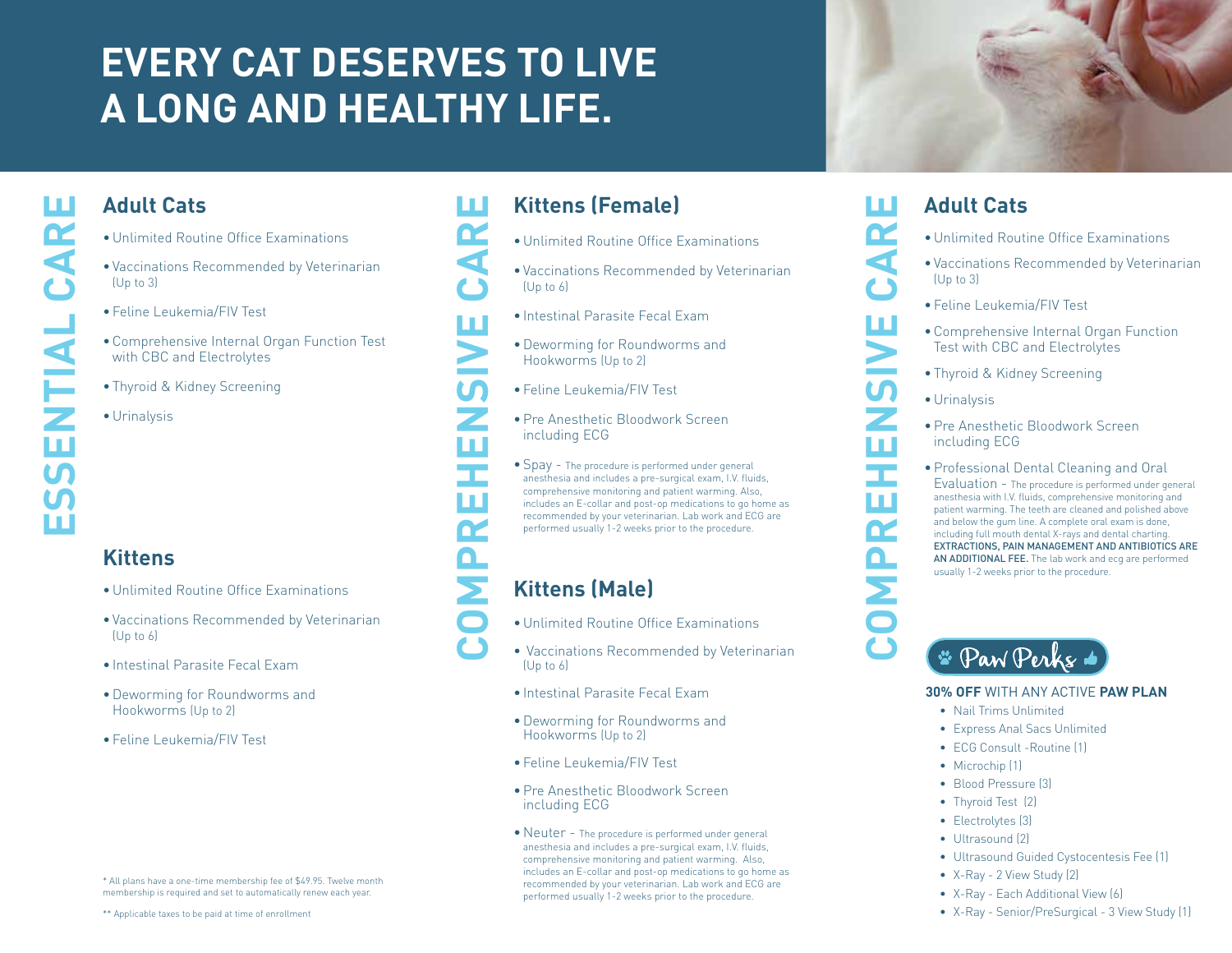# EVERY CAT DESERVES TO LIVE A LONG AND HEALTHY LIFE.

## ESSENTIAL CARE

### Adult Cats

- Unlimited Routine Office Examinations
- Vaccinations Recommended by Veterinarian (Up to 3)
- Feline Leukemia/FIV Test
- Comprehensive Internal Organ Function Test with CBC and Electrolytes
- Thyroid & Kidney Screening
- Urinalysis

### Kittens

- Unlimited Routine Office Examinations
- Vaccinations Recommended by Veterinarian (Up to 6)
- Intestinal Parasite Fecal Exam
- Deworming for Roundworms and Hookworms (Up to 2)
- Feline Leukemia/FIV Test

* All plans have a one-time membership fee of $49.95. Twelve month membership is required and set to automatically renew each year.

** Applicable taxes to be paid at time of enrollment

## COMPREHENSIVE CARE

### Kittens (Female)

- Unlimited Routine Office Examinations
- Vaccinations Recommended by Veterinarian (Up to 6)
- Intestinal Parasite Fecal Exam
- Deworming for Roundworms and Hookworms (Up to 2)
- Feline Leukemia/FIV Test
- Pre Anesthetic Bloodwork Screen including ECG
- Spay - The procedure is performed under general anesthesia and includes a pre-surgical exam, I.V. fluids, comprehensive monitoring and patient warming. Also, includes an E-collar and post-op medications to go home as recommended by your veterinarian. Lab work and ECG are performed usually 1-2 weeks prior to the procedure.

### Kittens (Male)

- Unlimited Routine Office Examinations
- Vaccinations Recommended by Veterinarian (Up to 6)
- Intestinal Parasite Fecal Exam
- Deworming for Roundworms and Hookworms (Up to 2)
- Feline Leukemia/FIV Test
- Pre Anesthetic Bloodwork Screen including ECG
- Neuter - The procedure is performed under general anesthesia and includes a pre-surgical exam, I.V. fluids, comprehensive monitoring and patient warming. Also, includes an E-collar and post-op medications to go home as recommended by your veterinarian. Lab work and ECG are performed usually 1-2 weeks prior to the procedure.

## COMPREHENSIVE CARE

### Adult Cats

- Unlimited Routine Office Examinations
- Vaccinations Recommended by Veterinarian (Up to 3)
- Feline Leukemia/FIV Test
- Comprehensive Internal Organ Function Test with CBC and Electrolytes
- Thyroid & Kidney Screening
- Urinalysis
- Pre Anesthetic Bloodwork Screen including ECG
- Professional Dental Cleaning and Oral Evaluation - The procedure is performed under general anesthesia with I.V. fluids, comprehensive monitoring and patient warming. The teeth are cleaned and polished above and below the gum line. A complete oral exam is done, including full mouth dental X-rays and dental charting. **EXTRACTIONS, PAIN MANAGEMENT AND ANTIBIOTICS ARE AN ADDITIONAL FEE.** The lab work and ecg are performed usually 1-2 weeks prior to the procedure.

### Paw Perks

**30% OFF** WITH ANY ACTIVE **PAW PLAN**

- Nail Trims Unlimited
- Express Anal Sacs Unlimited
- ECG Consult -Routine (1)
- Microchip (1)
- Blood Pressure (3)
- Thyroid Test (2)
- Electrolytes (3)
- Ultrasound (2)
- Ultrasound Guided Cystocentesis Fee (1)
- X-Ray - 2 View Study (2)
- X-Ray - Each Additional View (6)
- X-Ray - Senior/PreSurgical - 3 View Study (1)